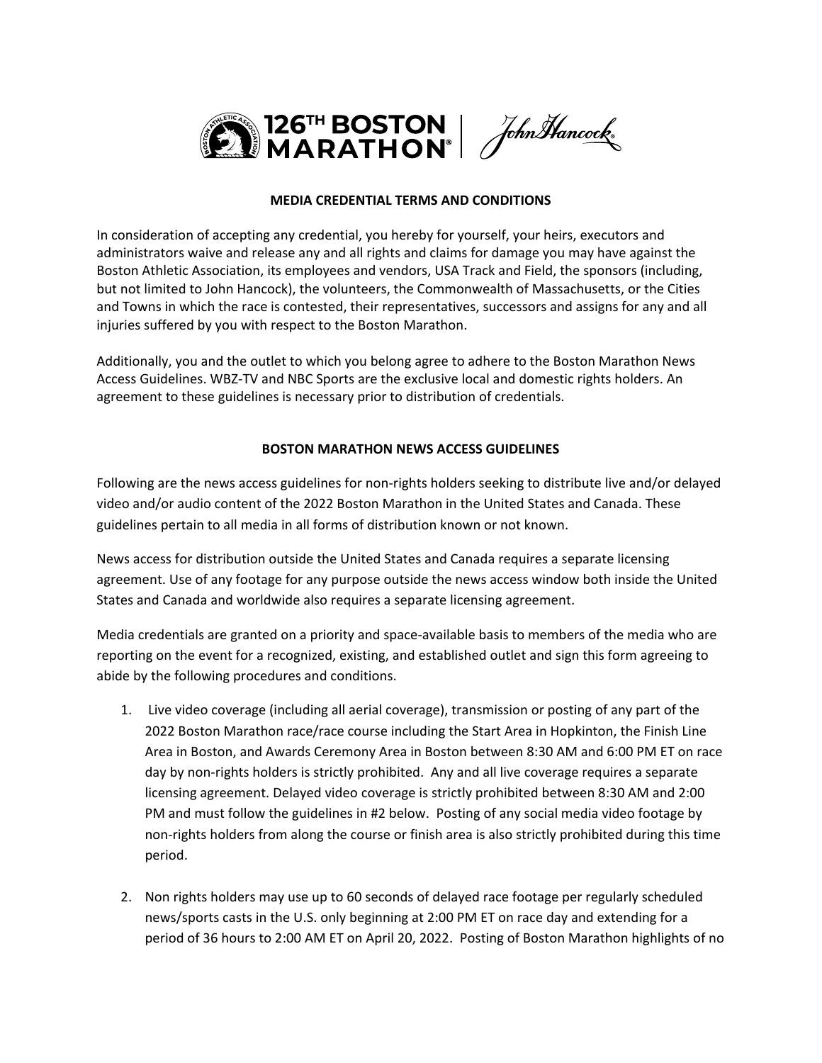126TH BOSTON MARATHON | John Hancock

**MEDIA CREDENTIAL TERMS AND CONDITIONS**

In consideration of accepting any credential, you hereby for yourself, your heirs, executors and administrators waive and release any and all rights and claims for damage you may have against the Boston Athletic Association, its employees and vendors, USA Track and Field, the sponsors (including, but not limited to John Hancock), the volunteers, the Commonwealth of Massachusetts, or the Cities and Towns in which the race is contested, their representatives, successors and assigns for any and all injuries suffered by you with respect to the Boston Marathon.

Additionally, you and the outlet to which you belong agree to adhere to the Boston Marathon News Access Guidelines. WBZ-TV and NBC Sports are the exclusive local and domestic rights holders. An agreement to these guidelines is necessary prior to distribution of credentials.

**BOSTON MARATHON NEWS ACCESS GUIDELINES**

Following are the news access guidelines for non-rights holders seeking to distribute live and/or delayed video and/or audio content of the 2022 Boston Marathon in the United States and Canada. These guidelines pertain to all media in all forms of distribution known or not known.

News access for distribution outside the United States and Canada requires a separate licensing agreement. Use of any footage for any purpose outside the news access window both inside the United States and Canada and worldwide also requires a separate licensing agreement.

Media credentials are granted on a priority and space-available basis to members of the media who are reporting on the event for a recognized, existing, and established outlet and sign this form agreeing to abide by the following procedures and conditions.

1. Live video coverage (including all aerial coverage), transmission or posting of any part of the 2022 Boston Marathon race/race course including the Start Area in Hopkinton, the Finish Line Area in Boston, and Awards Ceremony Area in Boston between 8:30 AM and 6:00 PM ET on race day by non-rights holders is strictly prohibited. Any and all live coverage requires a separate licensing agreement. Delayed video coverage is strictly prohibited between 8:30 AM and 2:00 PM and must follow the guidelines in #2 below. Posting of any social media video footage by non-rights holders from along the course or finish area is also strictly prohibited during this time period.

2. Non rights holders may use up to 60 seconds of delayed race footage per regularly scheduled news/sports casts in the U.S. only beginning at 2:00 PM ET on race day and extending for a period of 36 hours to 2:00 AM ET on April 20, 2022. Posting of Boston Marathon highlights of no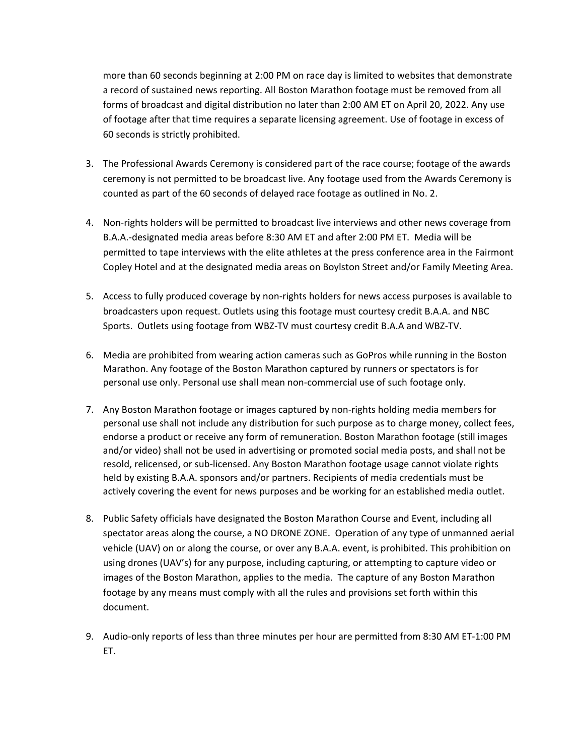more than 60 seconds beginning at 2:00 PM on race day is limited to websites that demonstrate a record of sustained news reporting. All Boston Marathon footage must be removed from all forms of broadcast and digital distribution no later than 2:00 AM ET on April 20, 2022. Any use of footage after that time requires a separate licensing agreement. Use of footage in excess of 60 seconds is strictly prohibited.

3. The Professional Awards Ceremony is considered part of the race course; footage of the awards ceremony is not permitted to be broadcast live. Any footage used from the Awards Ceremony is counted as part of the 60 seconds of delayed race footage as outlined in No. 2.

4. Non-rights holders will be permitted to broadcast live interviews and other news coverage from B.A.A.-designated media areas before 8:30 AM ET and after 2:00 PM ET. Media will be permitted to tape interviews with the elite athletes at the press conference area in the Fairmont Copley Hotel and at the designated media areas on Boylston Street and/or Family Meeting Area.

5. Access to fully produced coverage by non-rights holders for news access purposes is available to broadcasters upon request. Outlets using this footage must courtesy credit B.A.A. and NBC Sports. Outlets using footage from WBZ-TV must courtesy credit B.A.A and WBZ-TV.

6. Media are prohibited from wearing action cameras such as GoPros while running in the Boston Marathon. Any footage of the Boston Marathon captured by runners or spectators is for personal use only. Personal use shall mean non-commercial use of such footage only.

7. Any Boston Marathon footage or images captured by non-rights holding media members for personal use shall not include any distribution for such purpose as to charge money, collect fees, endorse a product or receive any form of remuneration. Boston Marathon footage (still images and/or video) shall not be used in advertising or promoted social media posts, and shall not be resold, relicensed, or sub-licensed. Any Boston Marathon footage usage cannot violate rights held by existing B.A.A. sponsors and/or partners. Recipients of media credentials must be actively covering the event for news purposes and be working for an established media outlet.

8. Public Safety officials have designated the Boston Marathon Course and Event, including all spectator areas along the course, a NO DRONE ZONE. Operation of any type of unmanned aerial vehicle (UAV) on or along the course, or over any B.A.A. event, is prohibited. This prohibition on using drones (UAV's) for any purpose, including capturing, or attempting to capture video or images of the Boston Marathon, applies to the media. The capture of any Boston Marathon footage by any means must comply with all the rules and provisions set forth within this document.

9. Audio-only reports of less than three minutes per hour are permitted from 8:30 AM ET-1:00 PM ET.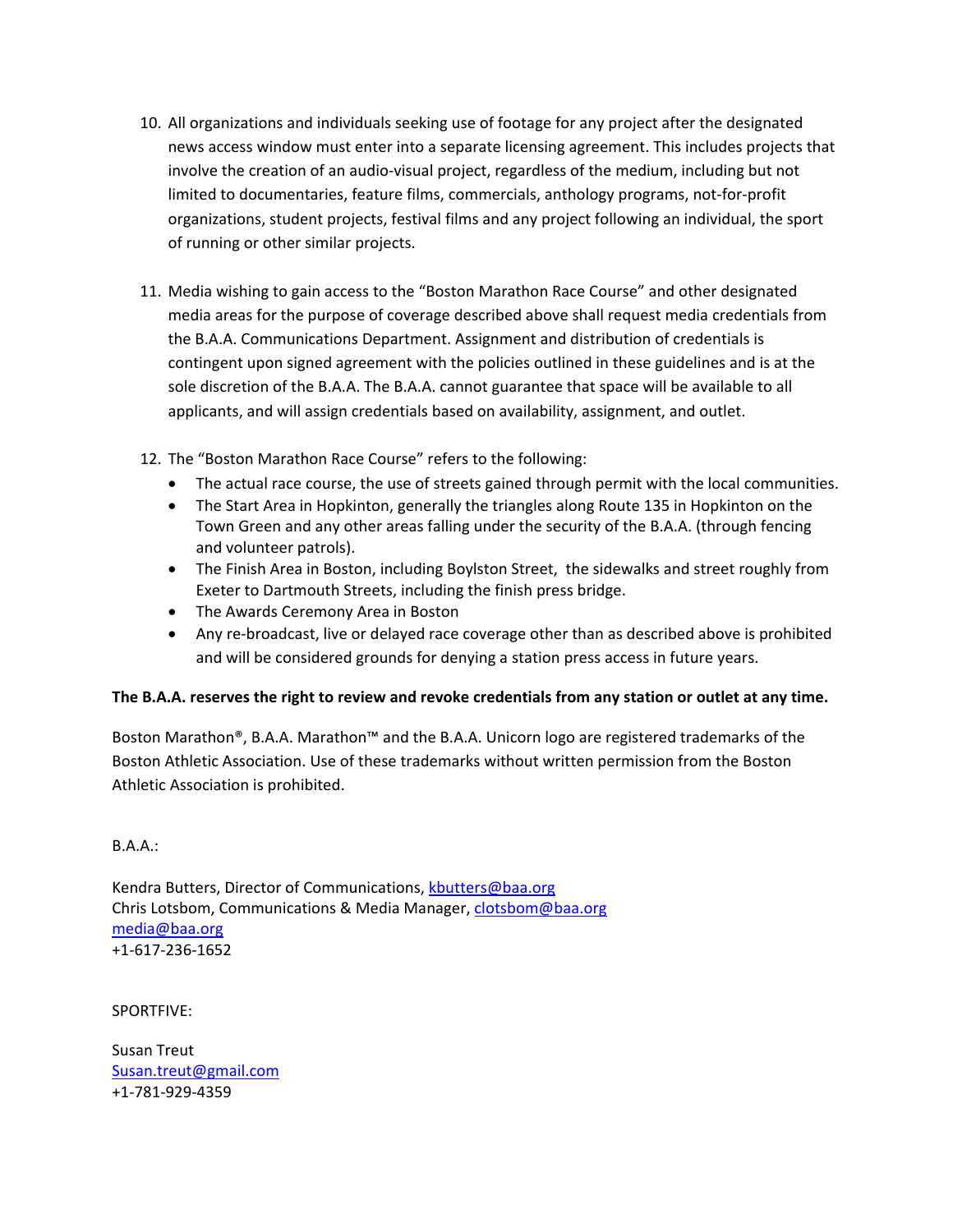10. All organizations and individuals seeking use of footage for any project after the designated news access window must enter into a separate licensing agreement. This includes projects that involve the creation of an audio-visual project, regardless of the medium, including but not limited to documentaries, feature films, commercials, anthology programs, not-for-profit organizations, student projects, festival films and any project following an individual, the sport of running or other similar projects.

11. Media wishing to gain access to the "Boston Marathon Race Course" and other designated media areas for the purpose of coverage described above shall request media credentials from the B.A.A. Communications Department. Assignment and distribution of credentials is contingent upon signed agreement with the policies outlined in these guidelines and is at the sole discretion of the B.A.A. The B.A.A. cannot guarantee that space will be available to all applicants, and will assign credentials based on availability, assignment, and outlet.

12. The "Boston Marathon Race Course" refers to the following:
    - The actual race course, the use of streets gained through permit with the local communities.
    - The Start Area in Hopkinton, generally the triangles along Route 135 in Hopkinton on the Town Green and any other areas falling under the security of the B.A.A. (through fencing and volunteer patrols).
    - The Finish Area in Boston, including Boylston Street, the sidewalks and street roughly from Exeter to Dartmouth Streets, including the finish press bridge.
    - The Awards Ceremony Area in Boston
    - Any re-broadcast, live or delayed race coverage other than as described above is prohibited and will be considered grounds for denying a station press access in future years.

**The B.A.A. reserves the right to review and revoke credentials from any station or outlet at any time.**

Boston Marathon®, B.A.A. Marathon™ and the B.A.A. Unicorn logo are registered trademarks of the Boston Athletic Association. Use of these trademarks without written permission from the Boston Athletic Association is prohibited.

B.A.A.:

Kendra Butters, Director of Communications, kbutters@baa.org
Chris Lotsbom, Communications & Media Manager, clotsbom@baa.org
media@baa.org
+1-617-236-1652

SPORTFIVE:

Susan Treut
Susan.treut@gmail.com
+1-781-929-4359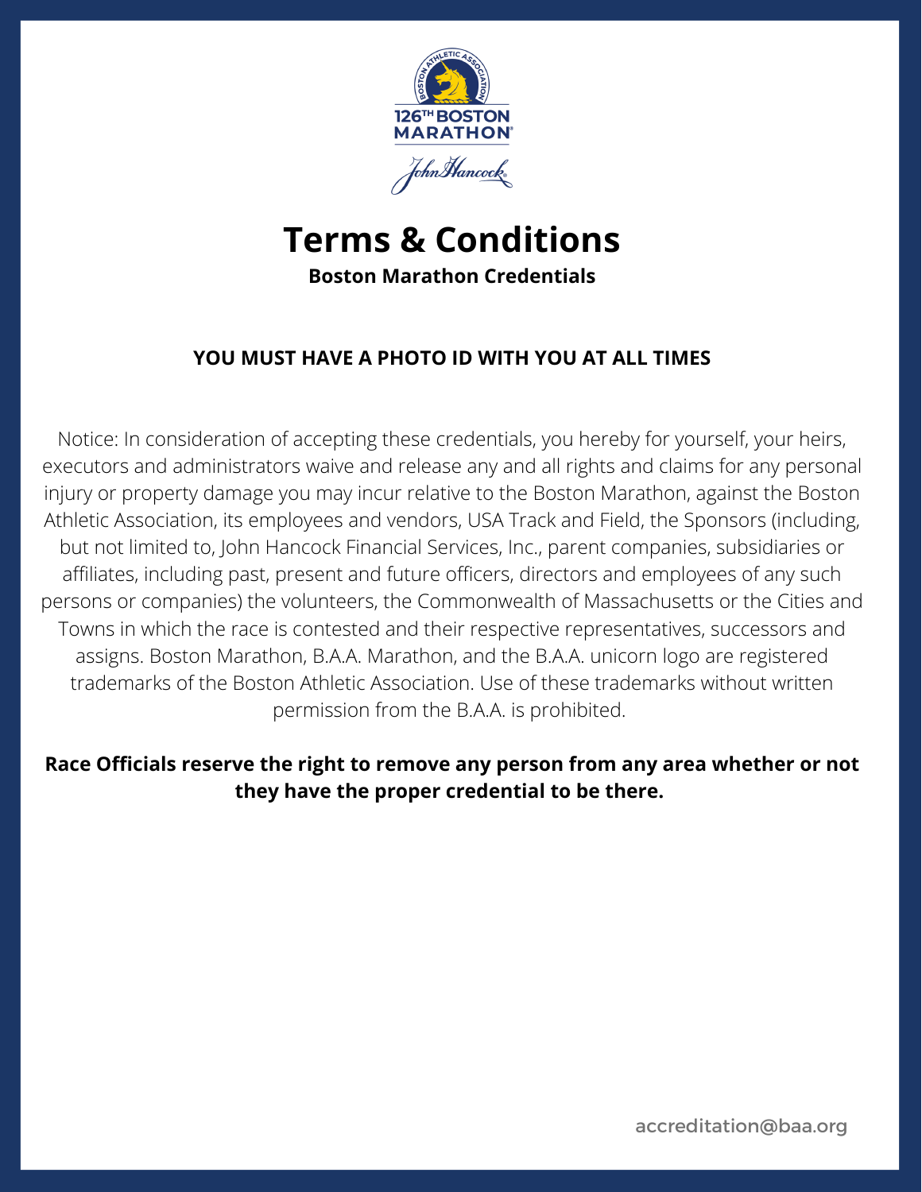126TH BOSTON MARATHON

John Hancock

# Terms & Conditions

**Boston Marathon Credentials**

**YOU MUST HAVE A PHOTO ID WITH YOU AT ALL TIMES**

Notice: In consideration of accepting these credentials, you hereby for yourself, your heirs, executors and administrators waive and release any and all rights and claims for any personal injury or property damage you may incur relative to the Boston Marathon, against the Boston Athletic Association, its employees and vendors, USA Track and Field, the Sponsors (including, but not limited to, John Hancock Financial Services, Inc., parent companies, subsidiaries or affiliates, including past, present and future officers, directors and employees of any such persons or companies) the volunteers, the Commonwealth of Massachusetts or the Cities and Towns in which the race is contested and their respective representatives, successors and assigns. Boston Marathon, B.A.A. Marathon, and the B.A.A. unicorn logo are registered trademarks of the Boston Athletic Association. Use of these trademarks without written permission from the B.A.A. is prohibited.

**Race Officials reserve the right to remove any person from any area whether or not they have the proper credential to be there.**

accreditation@baa.org